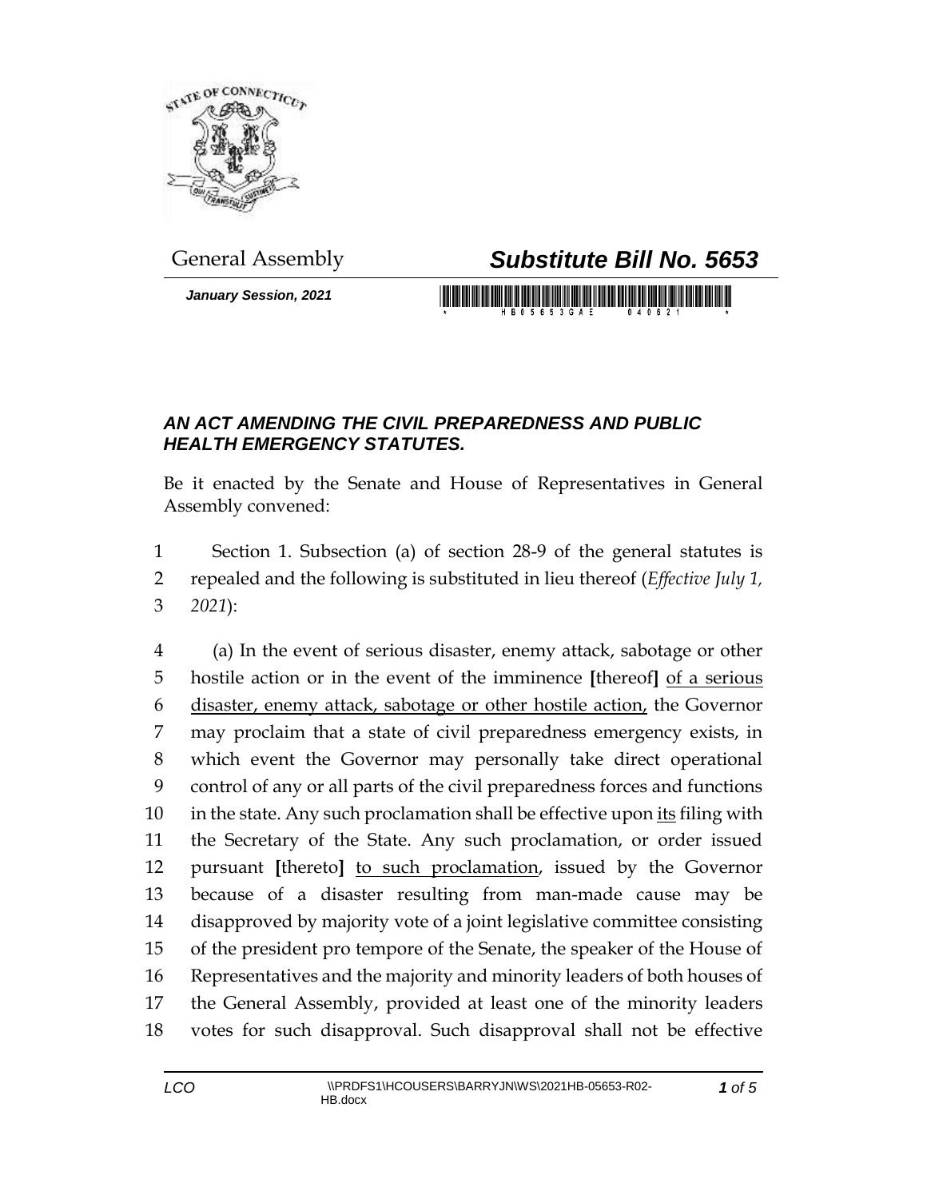General Assembly

# *Substitute Bill No. 5653*

***January Session, 2021***

## *AN ACT AMENDING THE CIVIL PREPAREDNESS AND PUBLIC HEALTH EMERGENCY STATUTES.*

Be it enacted by the Senate and House of Representatives in General Assembly convened:

1 Section 1. Subsection (a) of section 28-9 of the general statutes is
2 repealed and the following is substituted in lieu thereof (*Effective July 1,*
3 *2021*):

4 (a) In the event of serious disaster, enemy attack, sabotage or other
5 hostile action or in the event of the imminence **[**thereof**]** <u>of a serious</u>
6 <u>disaster, enemy attack, sabotage or other hostile action,</u> the Governor
7 may proclaim that a state of civil preparedness emergency exists, in
8 which event the Governor may personally take direct operational
9 control of any or all parts of the civil preparedness forces and functions
10 in the state. Any such proclamation shall be effective upon <u>its</u> filing with
11 the Secretary of the State. Any such proclamation, or order issued
12 pursuant **[**thereto**]** <u>to such proclamation</u>, issued by the Governor
13 because of a disaster resulting from man-made cause may be
14 disapproved by majority vote of a joint legislative committee consisting
15 of the president pro tempore of the Senate, the speaker of the House of
16 Representatives and the majority and minority leaders of both houses of
17 the General Assembly, provided at least one of the minority leaders
18 votes for such disapproval. Such disapproval shall not be effective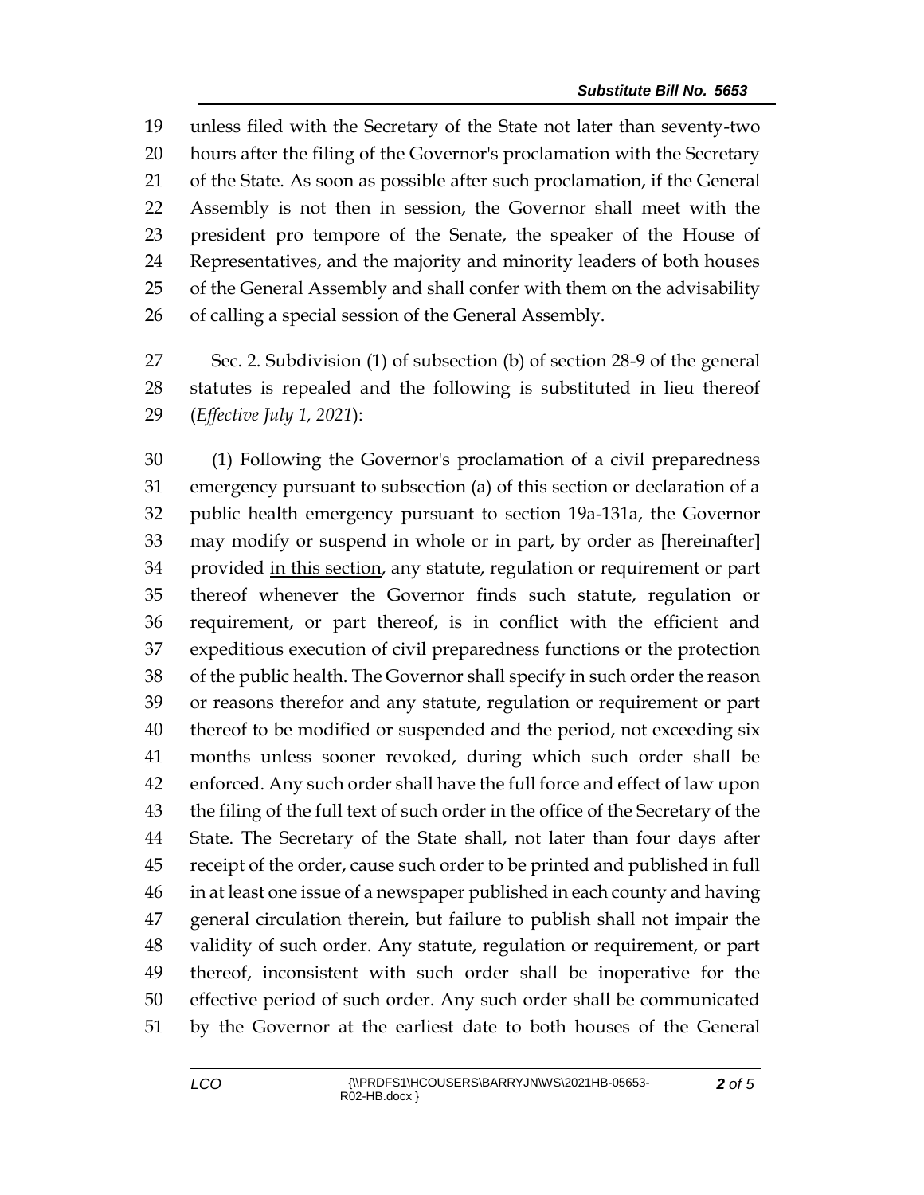unless filed with the Secretary of the State not later than seventy-two hours after the filing of the Governor's proclamation with the Secretary of the State. As soon as possible after such proclamation, if the General Assembly is not then in session, the Governor shall meet with the president pro tempore of the Senate, the speaker of the House of Representatives, and the majority and minority leaders of both houses of the General Assembly and shall confer with them on the advisability of calling a special session of the General Assembly.

Sec. 2. Subdivision (1) of subsection (b) of section 28-9 of the general statutes is repealed and the following is substituted in lieu thereof (*Effective July 1, 2021*):

(1) Following the Governor's proclamation of a civil preparedness emergency pursuant to subsection (a) of this section or declaration of a public health emergency pursuant to section 19a-131a, the Governor may modify or suspend in whole or in part, by order as **[**hereinafter**]** provided <u>in this section</u>, any statute, regulation or requirement or part thereof whenever the Governor finds such statute, regulation or requirement, or part thereof, is in conflict with the efficient and expeditious execution of civil preparedness functions or the protection of the public health. The Governor shall specify in such order the reason or reasons therefor and any statute, regulation or requirement or part thereof to be modified or suspended and the period, not exceeding six months unless sooner revoked, during which such order shall be enforced. Any such order shall have the full force and effect of law upon the filing of the full text of such order in the office of the Secretary of the State. The Secretary of the State shall, not later than four days after receipt of the order, cause such order to be printed and published in full in at least one issue of a newspaper published in each county and having general circulation therein, but failure to publish shall not impair the validity of such order. Any statute, regulation or requirement, or part thereof, inconsistent with such order shall be inoperative for the effective period of such order. Any such order shall be communicated by the Governor at the earliest date to both houses of the General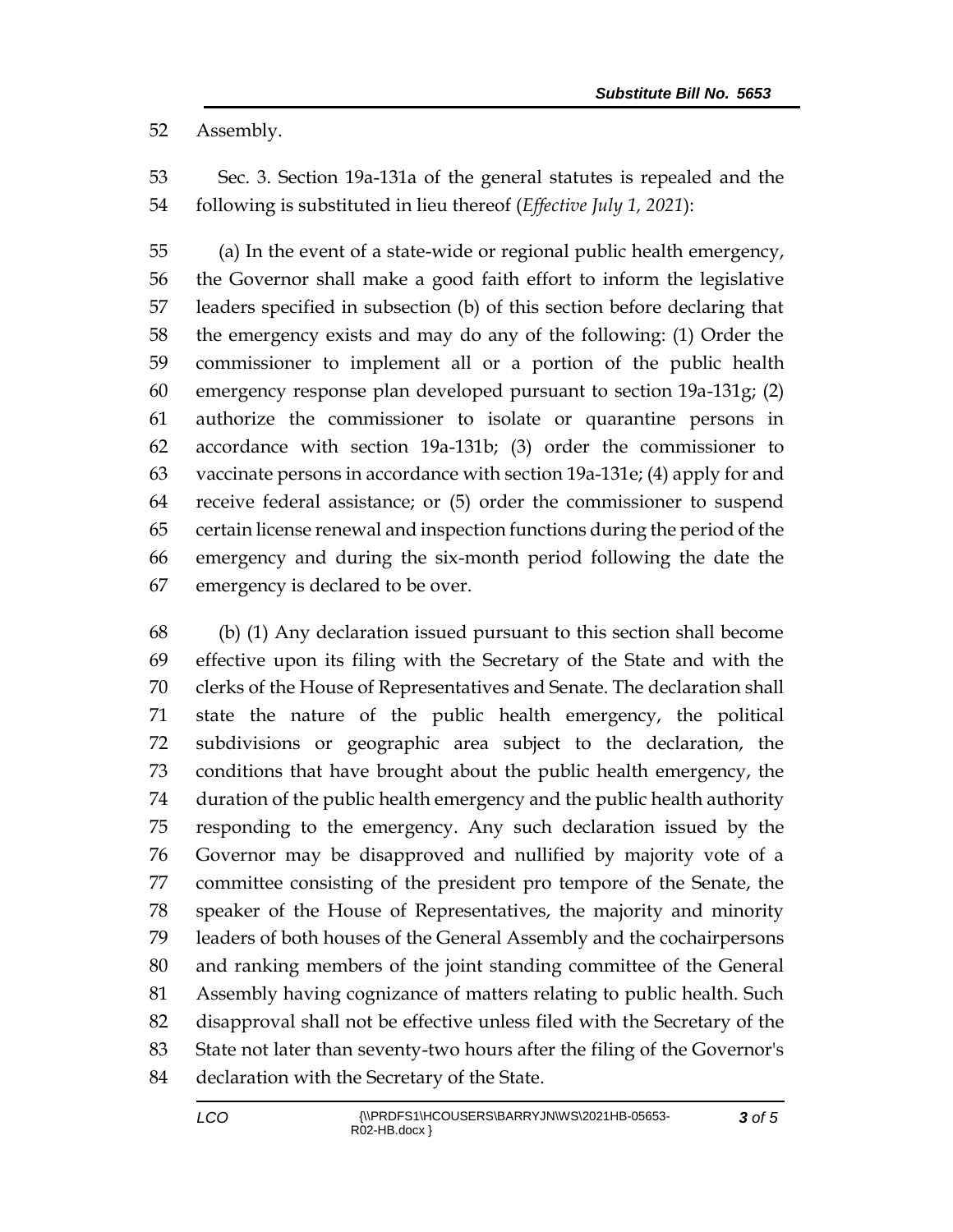Assembly.

Sec. 3. Section 19a-131a of the general statutes is repealed and the following is substituted in lieu thereof (*Effective July 1, 2021*):

(a) In the event of a state-wide or regional public health emergency, the Governor shall make a good faith effort to inform the legislative leaders specified in subsection (b) of this section before declaring that the emergency exists and may do any of the following: (1) Order the commissioner to implement all or a portion of the public health emergency response plan developed pursuant to section 19a-131g; (2) authorize the commissioner to isolate or quarantine persons in accordance with section 19a-131b; (3) order the commissioner to vaccinate persons in accordance with section 19a-131e; (4) apply for and receive federal assistance; or (5) order the commissioner to suspend certain license renewal and inspection functions during the period of the emergency and during the six-month period following the date the emergency is declared to be over.

(b) (1) Any declaration issued pursuant to this section shall become effective upon its filing with the Secretary of the State and with the clerks of the House of Representatives and Senate. The declaration shall state the nature of the public health emergency, the political subdivisions or geographic area subject to the declaration, the conditions that have brought about the public health emergency, the duration of the public health emergency and the public health authority responding to the emergency. Any such declaration issued by the Governor may be disapproved and nullified by majority vote of a committee consisting of the president pro tempore of the Senate, the speaker of the House of Representatives, the majority and minority leaders of both houses of the General Assembly and the cochairpersons and ranking members of the joint standing committee of the General Assembly having cognizance of matters relating to public health. Such disapproval shall not be effective unless filed with the Secretary of the State not later than seventy-two hours after the filing of the Governor's declaration with the Secretary of the State.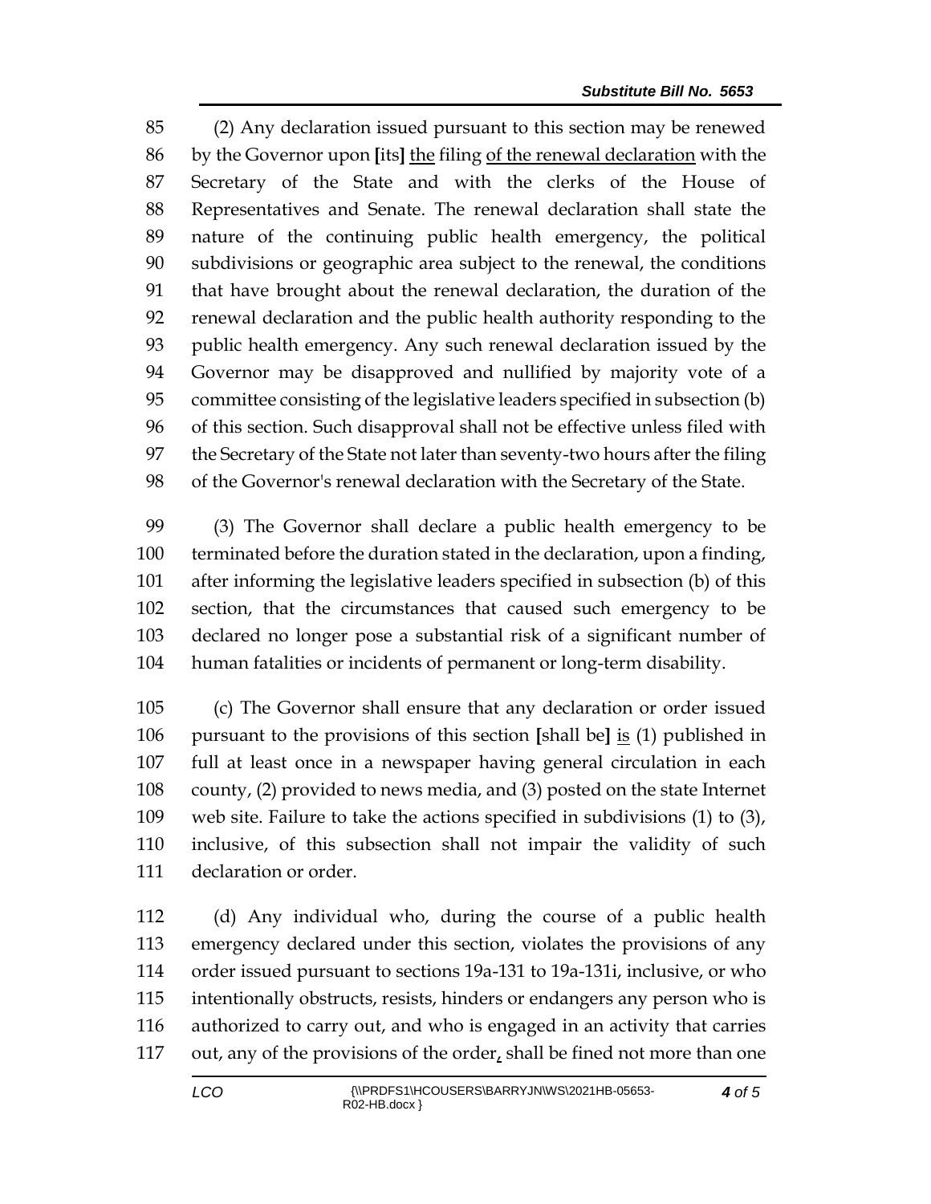(2) Any declaration issued pursuant to this section may be renewed by the Governor upon [its] <u>the</u> filing <u>of the renewal declaration</u> with the Secretary of the State and with the clerks of the House of Representatives and Senate. The renewal declaration shall state the nature of the continuing public health emergency, the political subdivisions or geographic area subject to the renewal, the conditions that have brought about the renewal declaration, the duration of the renewal declaration and the public health authority responding to the public health emergency. Any such renewal declaration issued by the Governor may be disapproved and nullified by majority vote of a committee consisting of the legislative leaders specified in subsection (b) of this section. Such disapproval shall not be effective unless filed with the Secretary of the State not later than seventy-two hours after the filing of the Governor's renewal declaration with the Secretary of the State.

(3) The Governor shall declare a public health emergency to be terminated before the duration stated in the declaration, upon a finding, after informing the legislative leaders specified in subsection (b) of this section, that the circumstances that caused such emergency to be declared no longer pose a substantial risk of a significant number of human fatalities or incidents of permanent or long-term disability.

(c) The Governor shall ensure that any declaration or order issued pursuant to the provisions of this section [shall be] <u>is</u> (1) published in full at least once in a newspaper having general circulation in each county, (2) provided to news media, and (3) posted on the state Internet web site. Failure to take the actions specified in subdivisions (1) to (3), inclusive, of this subsection shall not impair the validity of such declaration or order.

(d) Any individual who, during the course of a public health emergency declared under this section, violates the provisions of any order issued pursuant to sections 19a-131 to 19a-131i, inclusive, or who intentionally obstructs, resists, hinders or endangers any person who is authorized to carry out, and who is engaged in an activity that carries out, any of the provisions of the order<u>,</u> shall be fined not more than one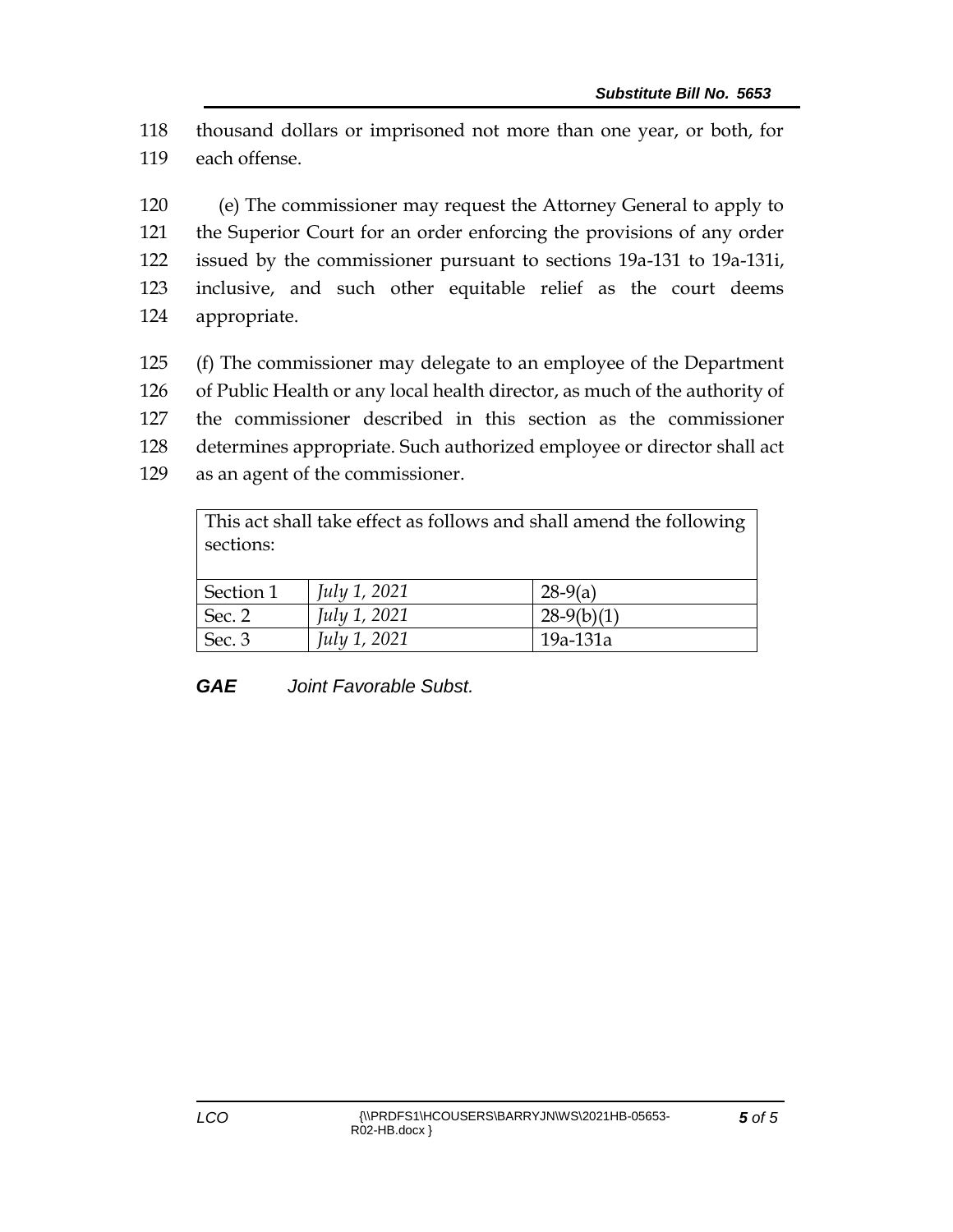118 thousand dollars or imprisoned not more than one year, or both, for
119 each offense.

120 (e) The commissioner may request the Attorney General to apply to
121 the Superior Court for an order enforcing the provisions of any order
122 issued by the commissioner pursuant to sections 19a-131 to 19a-131i,
123 inclusive, and such other equitable relief as the court deems
124 appropriate.

125 (f) The commissioner may delegate to an employee of the Department
126 of Public Health or any local health director, as much of the authority of
127 the commissioner described in this section as the commissioner
128 determines appropriate. Such authorized employee or director shall act
129 as an agent of the commissioner.

| This act shall take effect as follows and shall amend the following sections: | | |
|---|---|---|
| Section 1 | *July 1, 2021* | 28-9(a) |
| Sec. 2 | *July 1, 2021* | 28-9(b)(1) |
| Sec. 3 | *July 1, 2021* | 19a-131a |

***GAE*** *Joint Favorable Subst.*